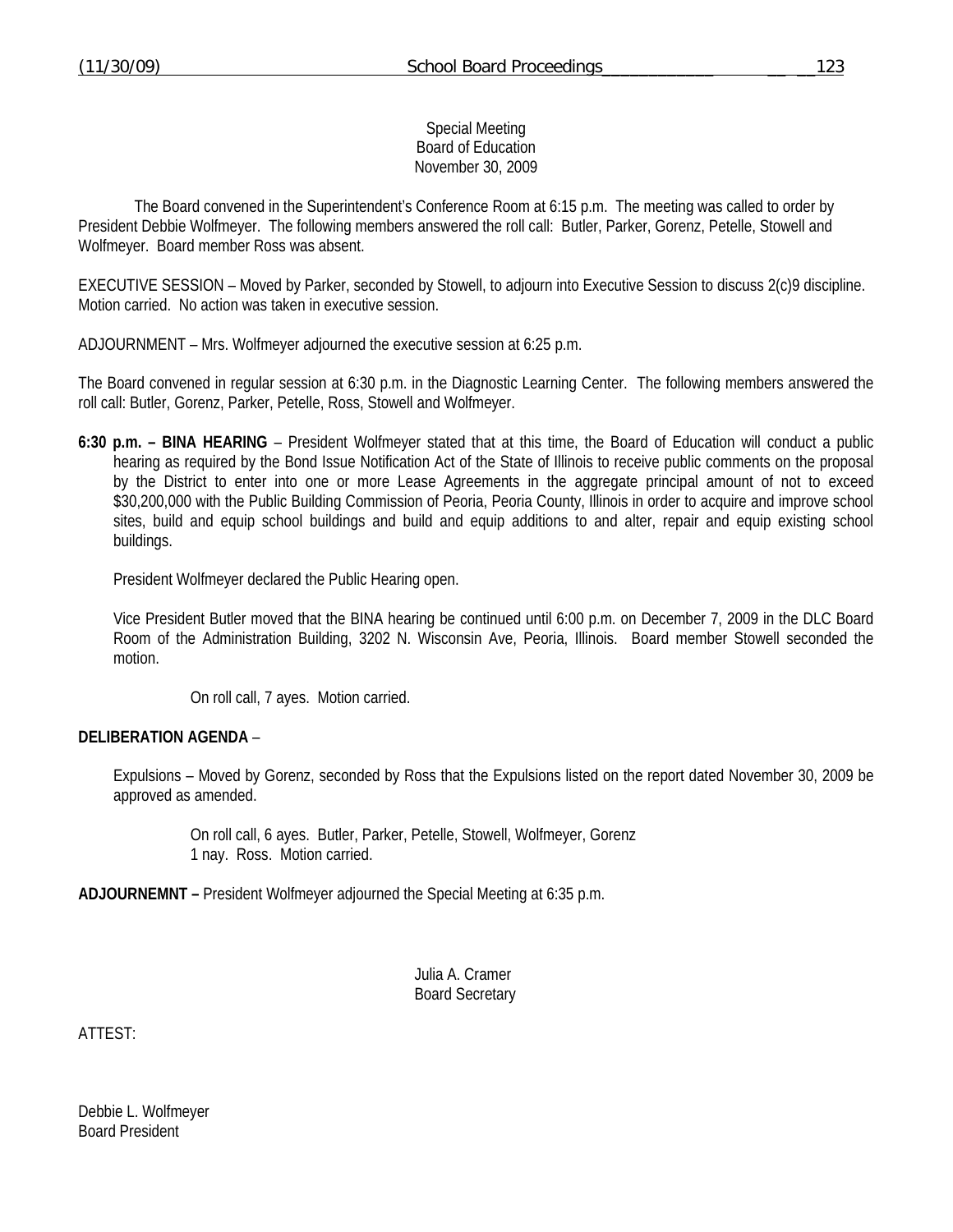Special Meeting
Board of Education
November 30, 2009

The Board convened in the Superintendent's Conference Room at 6:15 p.m. The meeting was called to order by President Debbie Wolfmeyer. The following members answered the roll call: Butler, Parker, Gorenz, Petelle, Stowell and Wolfmeyer. Board member Ross was absent.

EXECUTIVE SESSION – Moved by Parker, seconded by Stowell, to adjourn into Executive Session to discuss 2(c)9 discipline. Motion carried. No action was taken in executive session.

ADJOURNMENT – Mrs. Wolfmeyer adjourned the executive session at 6:25 p.m.

The Board convened in regular session at 6:30 p.m. in the Diagnostic Learning Center. The following members answered the roll call: Butler, Gorenz, Parker, Petelle, Ross, Stowell and Wolfmeyer.

**6:30 p.m. – BINA HEARING** – President Wolfmeyer stated that at this time, the Board of Education will conduct a public hearing as required by the Bond Issue Notification Act of the State of Illinois to receive public comments on the proposal by the District to enter into one or more Lease Agreements in the aggregate principal amount of not to exceed $30,200,000 with the Public Building Commission of Peoria, Peoria County, Illinois in order to acquire and improve school sites, build and equip school buildings and build and equip additions to and alter, repair and equip existing school buildings.

President Wolfmeyer declared the Public Hearing open.

Vice President Butler moved that the BINA hearing be continued until 6:00 p.m. on December 7, 2009 in the DLC Board Room of the Administration Building, 3202 N. Wisconsin Ave, Peoria, Illinois. Board member Stowell seconded the motion.

On roll call, 7 ayes. Motion carried.

**DELIBERATION AGENDA** –

Expulsions – Moved by Gorenz, seconded by Ross that the Expulsions listed on the report dated November 30, 2009 be approved as amended.

On roll call, 6 ayes. Butler, Parker, Petelle, Stowell, Wolfmeyer, Gorenz
1 nay. Ross. Motion carried.

**ADJOURNEMNT –** President Wolfmeyer adjourned the Special Meeting at 6:35 p.m.

Julia A. Cramer
Board Secretary

ATTEST:

Debbie L. Wolfmeyer
Board President